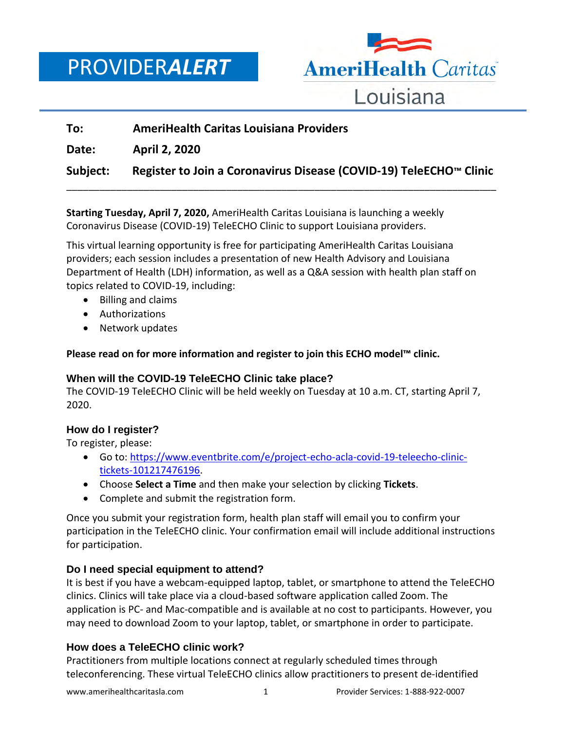PROVIDER***ALERT***

AmeriHealth Caritas Louisiana

**To:** **AmeriHealth Caritas Louisiana Providers**

**Date:** **April 2, 2020**

**Subject:** **Register to Join a Coronavirus Disease (COVID-19) TeleECHO™ Clinic**

---

**Starting Tuesday, April 7, 2020,** AmeriHealth Caritas Louisiana is launching a weekly Coronavirus Disease (COVID-19) TeleECHO Clinic to support Louisiana providers.

This virtual learning opportunity is free for participating AmeriHealth Caritas Louisiana providers; each session includes a presentation of new Health Advisory and Louisiana Department of Health (LDH) information, as well as a Q&A session with health plan staff on topics related to COVID-19, including:

- Billing and claims
- Authorizations
- Network updates

**Please read on for more information and register to join this ECHO model™ clinic.**

### When will the COVID-19 TeleECHO Clinic take place?

The COVID-19 TeleECHO Clinic will be held weekly on Tuesday at 10 a.m. CT, starting April 7, 2020.

### How do I register?

To register, please:

- Go to: https://www.eventbrite.com/e/project-echo-acla-covid-19-teleecho-clinic-tickets-101217476196.
- Choose **Select a Time** and then make your selection by clicking **Tickets**.
- Complete and submit the registration form.

Once you submit your registration form, health plan staff will email you to confirm your participation in the TeleECHO clinic. Your confirmation email will include additional instructions for participation.

### Do I need special equipment to attend?

It is best if you have a webcam-equipped laptop, tablet, or smartphone to attend the TeleECHO clinics. Clinics will take place via a cloud-based software application called Zoom. The application is PC- and Mac-compatible and is available at no cost to participants. However, you may need to download Zoom to your laptop, tablet, or smartphone in order to participate.

### How does a TeleECHO clinic work?

Practitioners from multiple locations connect at regularly scheduled times through teleconferencing. These virtual TeleECHO clinics allow practitioners to present de-identified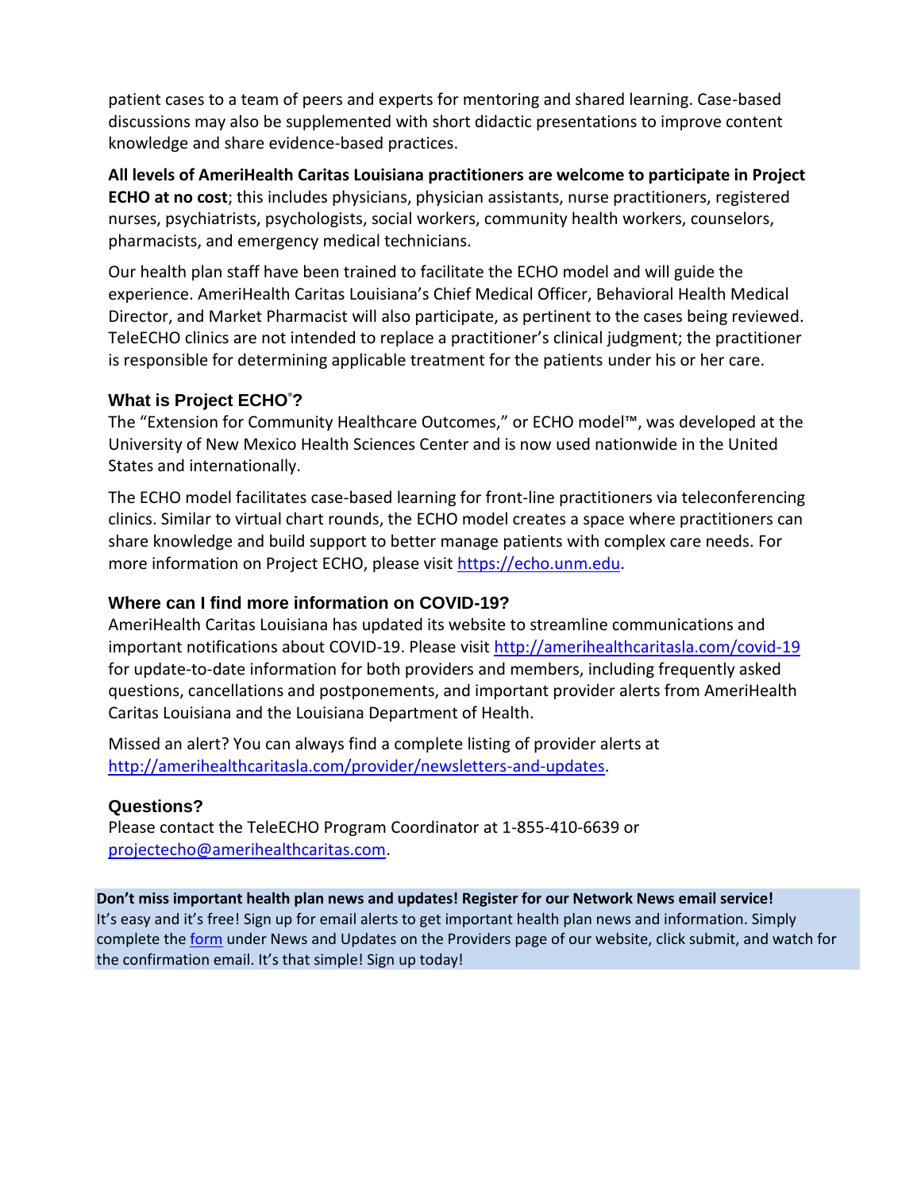patient cases to a team of peers and experts for mentoring and shared learning. Case-based discussions may also be supplemented with short didactic presentations to improve content knowledge and share evidence-based practices.

**All levels of AmeriHealth Caritas Louisiana practitioners are welcome to participate in Project ECHO at no cost**; this includes physicians, physician assistants, nurse practitioners, registered nurses, psychiatrists, psychologists, social workers, community health workers, counselors, pharmacists, and emergency medical technicians.

Our health plan staff have been trained to facilitate the ECHO model and will guide the experience. AmeriHealth Caritas Louisiana's Chief Medical Officer, Behavioral Health Medical Director, and Market Pharmacist will also participate, as pertinent to the cases being reviewed. TeleECHO clinics are not intended to replace a practitioner's clinical judgment; the practitioner is responsible for determining applicable treatment for the patients under his or her care.

### What is Project ECHO®?

The "Extension for Community Healthcare Outcomes," or ECHO model™, was developed at the University of New Mexico Health Sciences Center and is now used nationwide in the United States and internationally.

The ECHO model facilitates case-based learning for front-line practitioners via teleconferencing clinics. Similar to virtual chart rounds, the ECHO model creates a space where practitioners can share knowledge and build support to better manage patients with complex care needs. For more information on Project ECHO, please visit https://echo.unm.edu.

### Where can I find more information on COVID-19?

AmeriHealth Caritas Louisiana has updated its website to streamline communications and important notifications about COVID-19. Please visit http://amerihealthcaritasla.com/covid-19 for update-to-date information for both providers and members, including frequently asked questions, cancellations and postponements, and important provider alerts from AmeriHealth Caritas Louisiana and the Louisiana Department of Health.

Missed an alert? You can always find a complete listing of provider alerts at http://amerihealthcaritasla.com/provider/newsletters-and-updates.

### Questions?

Please contact the TeleECHO Program Coordinator at 1-855-410-6639 or projectecho@amerihealthcaritas.com.

**Don't miss important health plan news and updates! Register for our Network News email service!**
It's easy and it's free! Sign up for email alerts to get important health plan news and information. Simply complete the form under News and Updates on the Providers page of our website, click submit, and watch for the confirmation email. It's that simple! Sign up today!